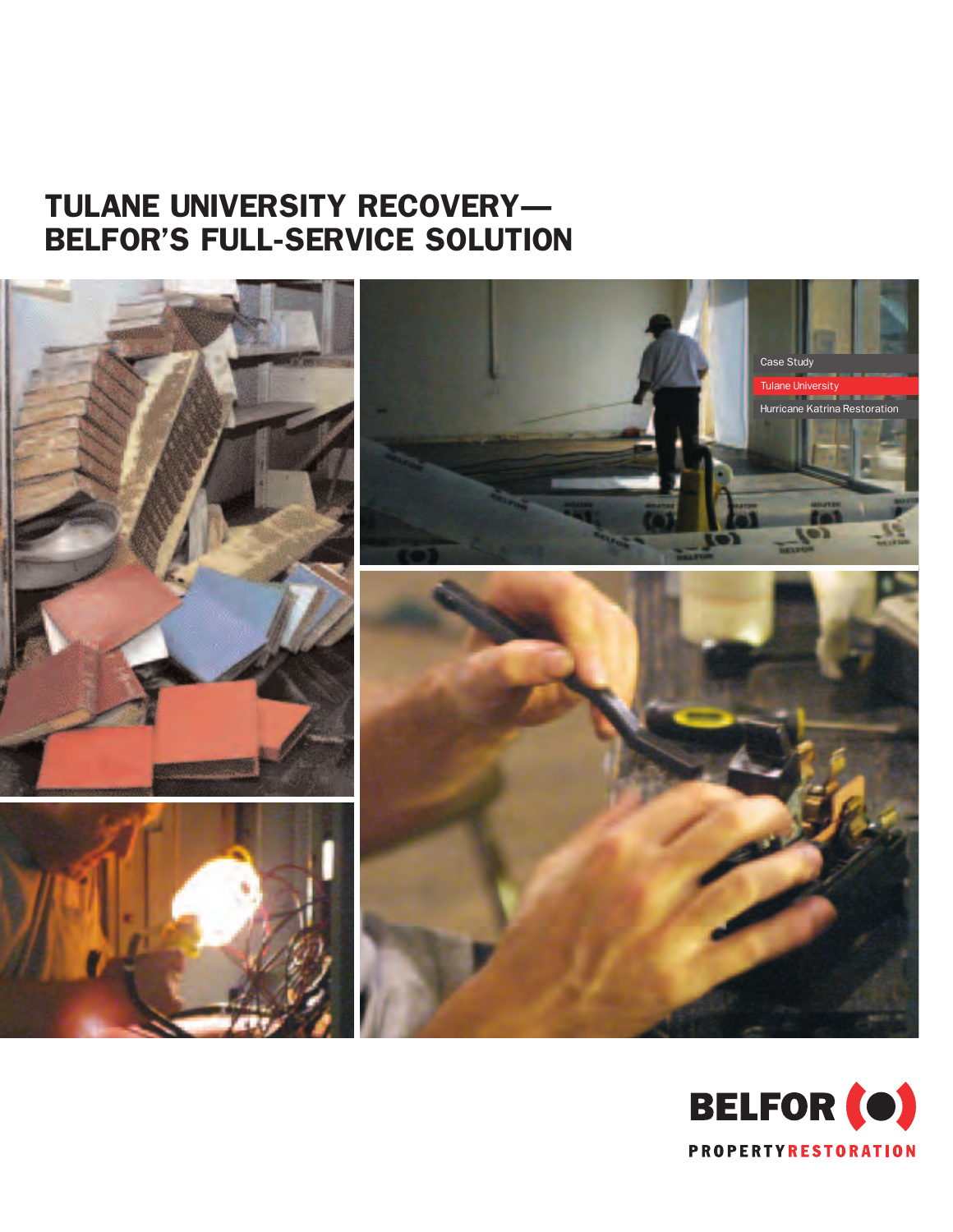# TULANE UNIVERSITY RECOVERY— BELFOR'S FULL-SERVICE SOLUTION

Case Study

Tulane University

Hurricane Katrina Restoration

BELFOR

PROPERTY RESTORATION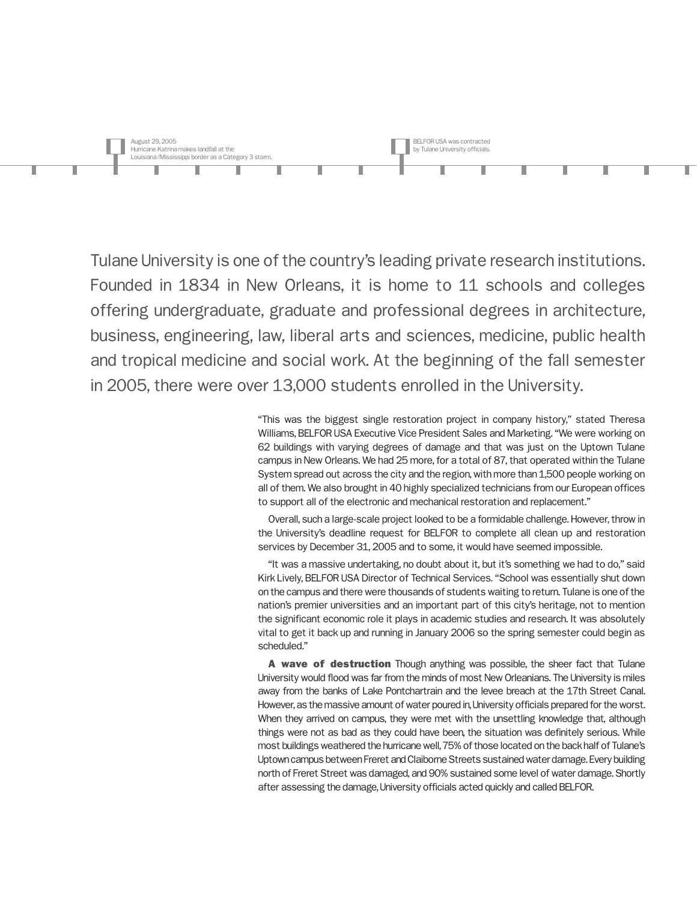August 29, 2005
Hurricane Katrina makes landfall at the Louisiana/Mississippi border as a Category 3 storm.

BELFOR USA was contracted by Tulane University officials.

Tulane University is one of the country's leading private research institutions. Founded in 1834 in New Orleans, it is home to 11 schools and colleges offering undergraduate, graduate and professional degrees in architecture, business, engineering, law, liberal arts and sciences, medicine, public health and tropical medicine and social work. At the beginning of the fall semester in 2005, there were over 13,000 students enrolled in the University.

"This was the biggest single restoration project in company history," stated Theresa Williams, BELFOR USA Executive Vice President Sales and Marketing. "We were working on 62 buildings with varying degrees of damage and that was just on the Uptown Tulane campus in New Orleans. We had 25 more, for a total of 87, that operated within the Tulane System spread out across the city and the region, with more than 1,500 people working on all of them. We also brought in 40 highly specialized technicians from our European offices to support all of the electronic and mechanical restoration and replacement."

Overall, such a large-scale project looked to be a formidable challenge. However, throw in the University's deadline request for BELFOR to complete all clean up and restoration services by December 31, 2005 and to some, it would have seemed impossible.

"It was a massive undertaking, no doubt about it, but it's something we had to do," said Kirk Lively, BELFOR USA Director of Technical Services. "School was essentially shut down on the campus and there were thousands of students waiting to return. Tulane is one of the nation's premier universities and an important part of this city's heritage, not to mention the significant economic role it plays in academic studies and research. It was absolutely vital to get it back up and running in January 2006 so the spring semester could begin as scheduled."

**A wave of destruction** Though anything was possible, the sheer fact that Tulane University would flood was far from the minds of most New Orleanians. The University is miles away from the banks of Lake Pontchartrain and the levee breach at the 17th Street Canal. However, as the massive amount of water poured in, University officials prepared for the worst. When they arrived on campus, they were met with the unsettling knowledge that, although things were not as bad as they could have been, the situation was definitely serious. While most buildings weathered the hurricane well, 75% of those located on the back half of Tulane's Uptown campus between Freret and Claiborne Streets sustained water damage. Every building north of Freret Street was damaged, and 90% sustained some level of water damage. Shortly after assessing the damage, University officials acted quickly and called BELFOR.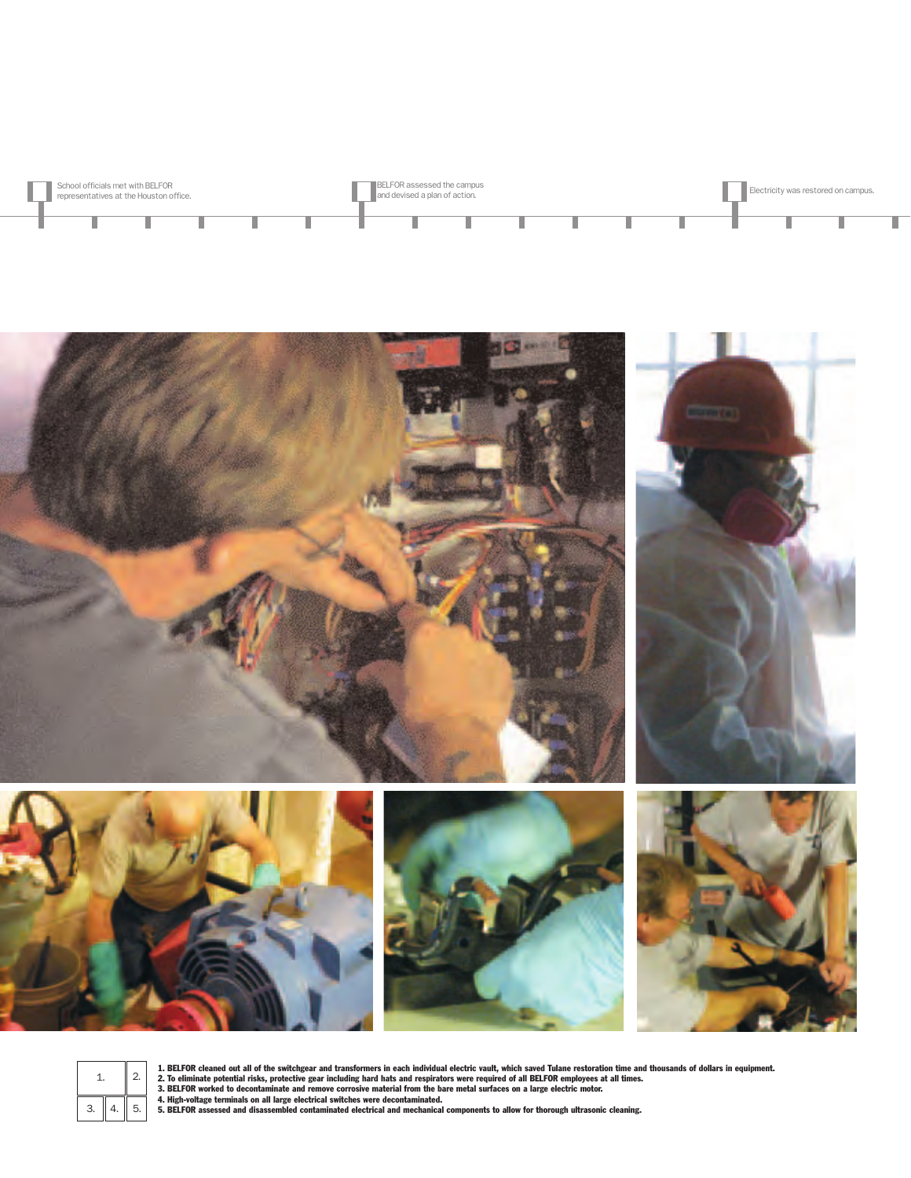School officials met with BELFOR representatives at the Houston office.

BELFOR assessed the campus and devised a plan of action.

Electricity was restored on campus.

1. BELFOR cleaned out all of the switchgear and transformers in each individual electric vault, which saved Tulane restoration time and thousands of dollars in equipment.
2. To eliminate potential risks, protective gear including hard hats and respirators were required of all BELFOR employees at all times.
3. BELFOR worked to decontaminate and remove corrosive material from the bare metal surfaces on a large electric motor.
4. High-voltage terminals on all large electrical switches were decontaminated.
5. BELFOR assessed and disassembled contaminated electrical and mechanical components to allow for thorough ultrasonic cleaning.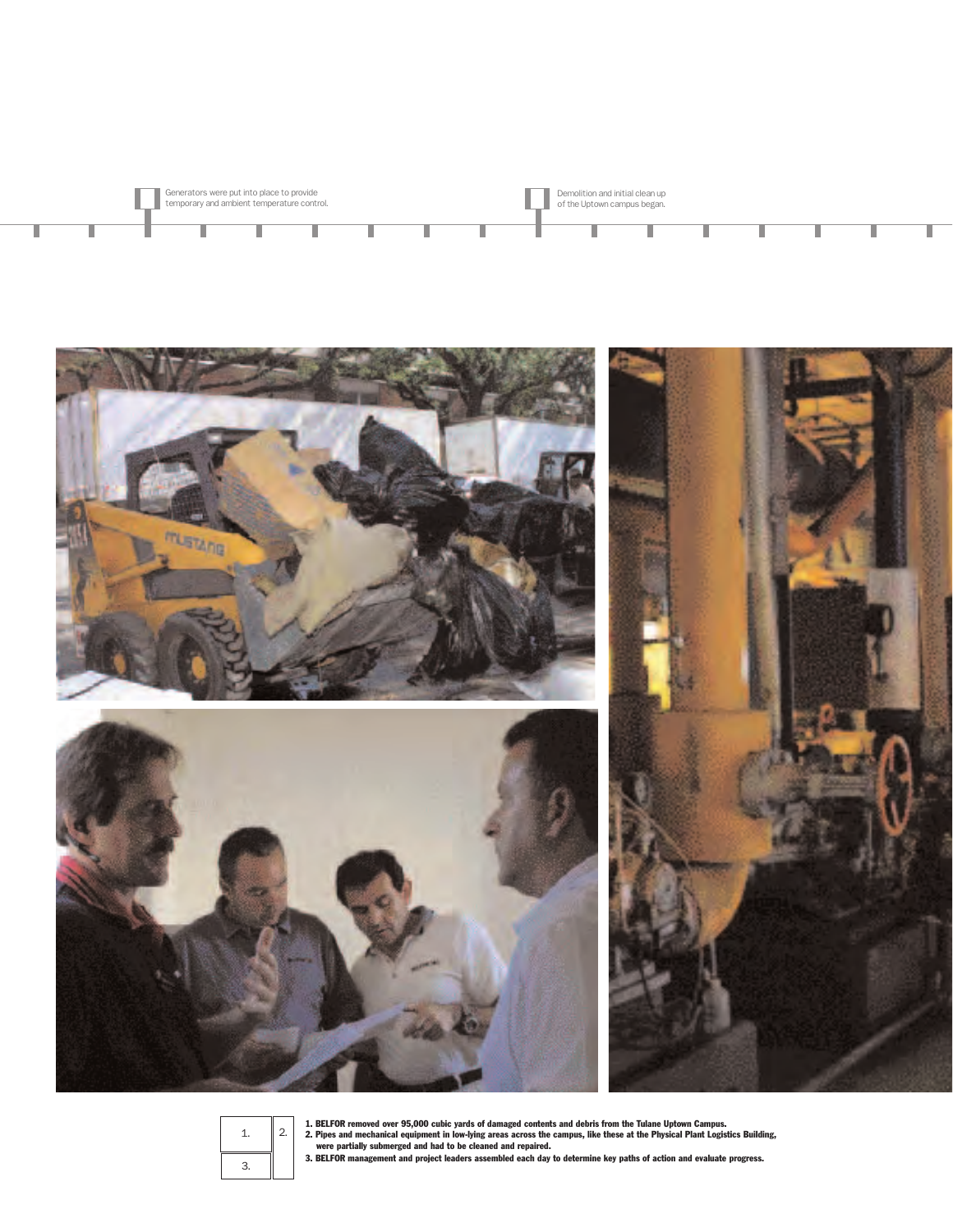Generators were put into place to provide temporary and ambient temperature control.

Demolition and initial clean up of the Uptown campus began.

**1. BELFOR removed over 95,000 cubic yards of damaged contents and debris from the Tulane Uptown Campus.**

**2. Pipes and mechanical equipment in low-lying areas across the campus, like these at the Physical Plant Logistics Building, were partially submerged and had to be cleaned and repaired.**

**3. BELFOR management and project leaders assembled each day to determine key paths of action and evaluate progress.**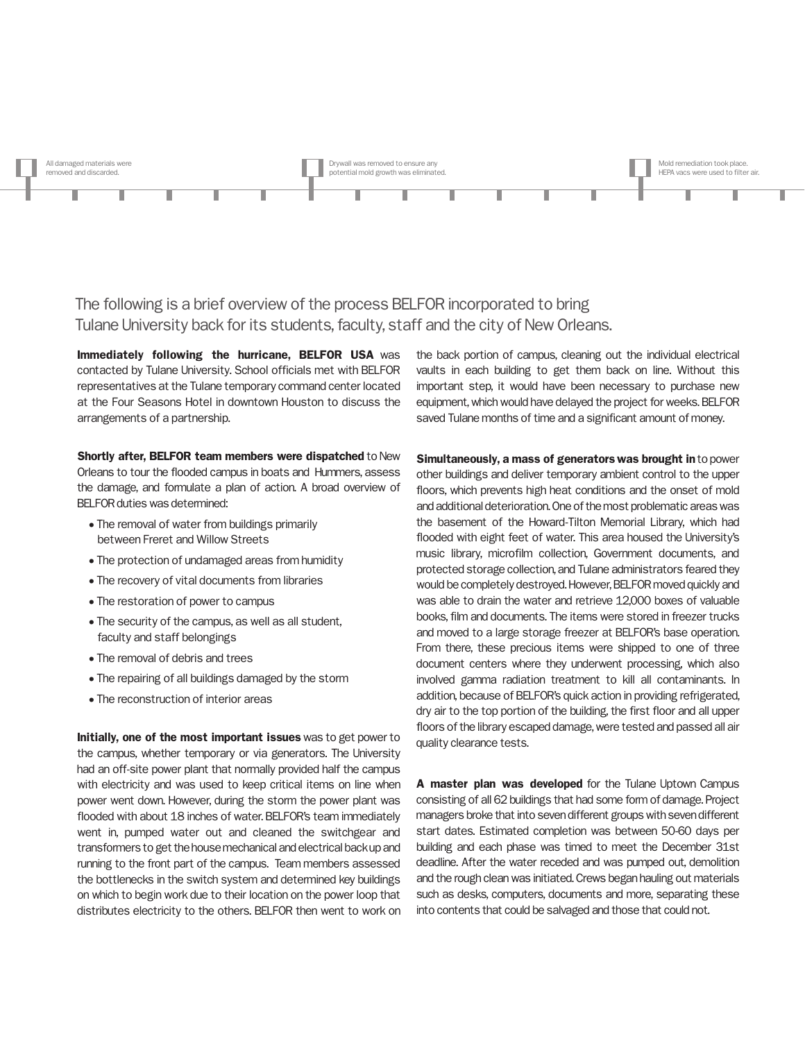All damaged materials were removed and discarded.

Drywall was removed to ensure any potential mold growth was eliminated.

Mold remediation took place. HEPA vacs were used to filter air.

## The following is a brief overview of the process BELFOR incorporated to bring Tulane University back for its students, faculty, staff and the city of New Orleans.

**Immediately following the hurricane, BELFOR USA** was contacted by Tulane University. School officials met with BELFOR representatives at the Tulane temporary command center located at the Four Seasons Hotel in downtown Houston to discuss the arrangements of a partnership.

**Shortly after, BELFOR team members were dispatched** to New Orleans to tour the flooded campus in boats and Hummers, assess the damage, and formulate a plan of action. A broad overview of BELFOR duties was determined:

- The removal of water from buildings primarily between Freret and Willow Streets
- The protection of undamaged areas from humidity
- The recovery of vital documents from libraries
- The restoration of power to campus
- The security of the campus, as well as all student, faculty and staff belongings
- The removal of debris and trees
- The repairing of all buildings damaged by the storm
- The reconstruction of interior areas

**Initially, one of the most important issues** was to get power to the campus, whether temporary or via generators. The University had an off-site power plant that normally provided half the campus with electricity and was used to keep critical items on line when power went down. However, during the storm the power plant was flooded with about 18 inches of water. BELFOR's team immediately went in, pumped water out and cleaned the switchgear and transformers to get the house mechanical and electrical back up and running to the front part of the campus. Team members assessed the bottlenecks in the switch system and determined key buildings on which to begin work due to their location on the power loop that distributes electricity to the others. BELFOR then went to work on the back portion of campus, cleaning out the individual electrical vaults in each building to get them back on line. Without this important step, it would have been necessary to purchase new equipment, which would have delayed the project for weeks. BELFOR saved Tulane months of time and a significant amount of money.

**Simultaneously, a mass of generators was brought in** to power other buildings and deliver temporary ambient control to the upper floors, which prevents high heat conditions and the onset of mold and additional deterioration. One of the most problematic areas was the basement of the Howard-Tilton Memorial Library, which had flooded with eight feet of water. This area housed the University's music library, microfilm collection, Government documents, and protected storage collection, and Tulane administrators feared they would be completely destroyed. However, BELFOR moved quickly and was able to drain the water and retrieve 12,000 boxes of valuable books, film and documents. The items were stored in freezer trucks and moved to a large storage freezer at BELFOR's base operation. From there, these precious items were shipped to one of three document centers where they underwent processing, which also involved gamma radiation treatment to kill all contaminants. In addition, because of BELFOR's quick action in providing refrigerated, dry air to the top portion of the building, the first floor and all upper floors of the library escaped damage, were tested and passed all air quality clearance tests.

**A master plan was developed** for the Tulane Uptown Campus consisting of all 62 buildings that had some form of damage. Project managers broke that into seven different groups with seven different start dates. Estimated completion was between 50-60 days per building and each phase was timed to meet the December 31st deadline. After the water receded and was pumped out, demolition and the rough clean was initiated. Crews began hauling out materials such as desks, computers, documents and more, separating these into contents that could be salvaged and those that could not.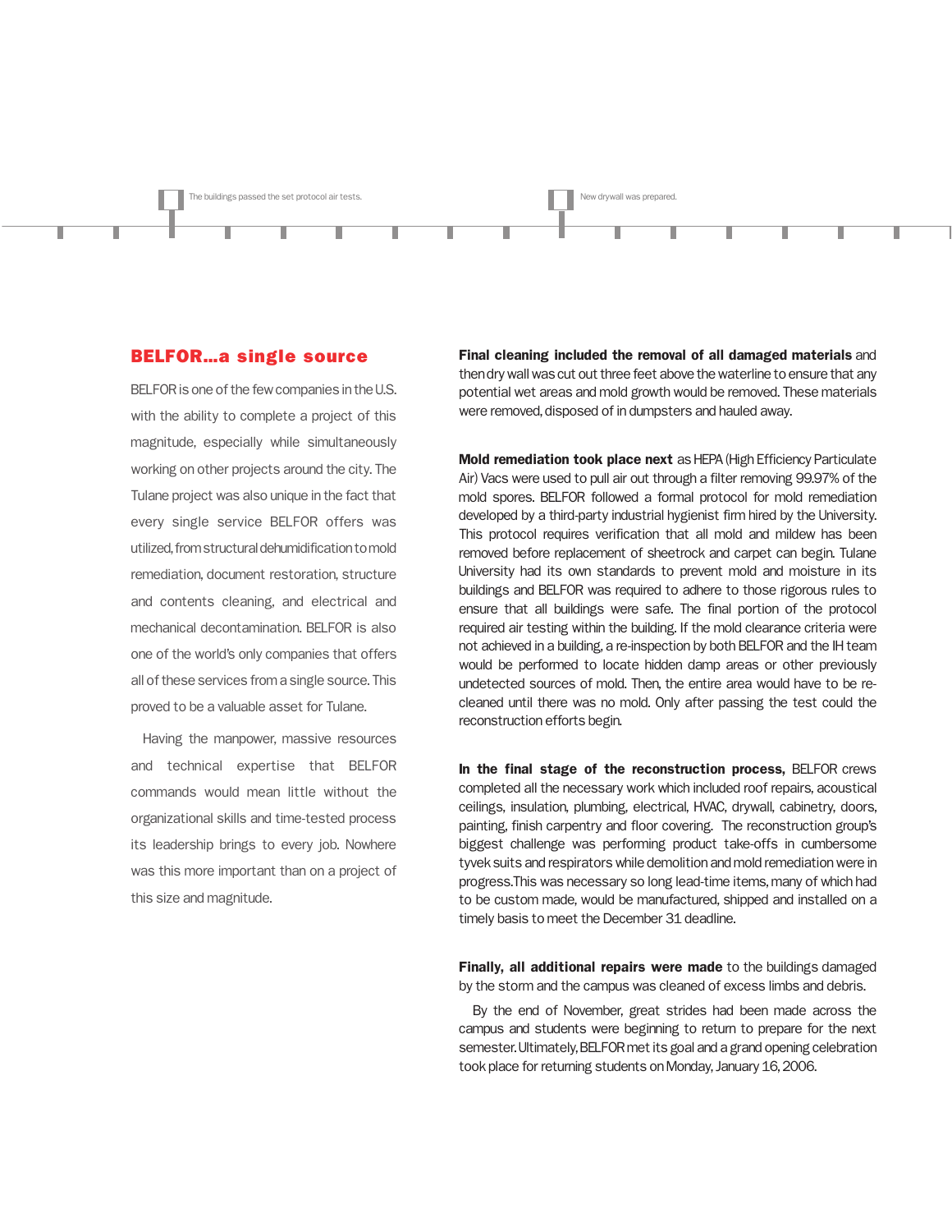The buildings passed the set protocol air tests.

New drywall was prepared.

## BELFOR...a single source

BELFOR is one of the few companies in the U.S. with the ability to complete a project of this magnitude, especially while simultaneously working on other projects around the city. The Tulane project was also unique in the fact that every single service BELFOR offers was utilized, from structural dehumidification to mold remediation, document restoration, structure and contents cleaning, and electrical and mechanical decontamination. BELFOR is also one of the world's only companies that offers all of these services from a single source. This proved to be a valuable asset for Tulane.

Having the manpower, massive resources and technical expertise that BELFOR commands would mean little without the organizational skills and time-tested process its leadership brings to every job. Nowhere was this more important than on a project of this size and magnitude.

**Final cleaning included the removal of all damaged materials** and then dry wall was cut out three feet above the waterline to ensure that any potential wet areas and mold growth would be removed. These materials were removed, disposed of in dumpsters and hauled away.

**Mold remediation took place next** as HEPA (High Efficiency Particulate Air) Vacs were used to pull air out through a filter removing 99.97% of the mold spores. BELFOR followed a formal protocol for mold remediation developed by a third-party industrial hygienist firm hired by the University. This protocol requires verification that all mold and mildew has been removed before replacement of sheetrock and carpet can begin. Tulane University had its own standards to prevent mold and moisture in its buildings and BELFOR was required to adhere to those rigorous rules to ensure that all buildings were safe. The final portion of the protocol required air testing within the building. If the mold clearance criteria were not achieved in a building, a re-inspection by both BELFOR and the IH team would be performed to locate hidden damp areas or other previously undetected sources of mold. Then, the entire area would have to be re-cleaned until there was no mold. Only after passing the test could the reconstruction efforts begin.

**In the final stage of the reconstruction process,** BELFOR crews completed all the necessary work which included roof repairs, acoustical ceilings, insulation, plumbing, electrical, HVAC, drywall, cabinetry, doors, painting, finish carpentry and floor covering. The reconstruction group's biggest challenge was performing product take-offs in cumbersome tyvek suits and respirators while demolition and mold remediation were in progress.This was necessary so long lead-time items, many of which had to be custom made, would be manufactured, shipped and installed on a timely basis to meet the December 31 deadline.

**Finally, all additional repairs were made** to the buildings damaged by the storm and the campus was cleaned of excess limbs and debris.

By the end of November, great strides had been made across the campus and students were beginning to return to prepare for the next semester. Ultimately, BELFOR met its goal and a grand opening celebration took place for returning students on Monday, January 16, 2006.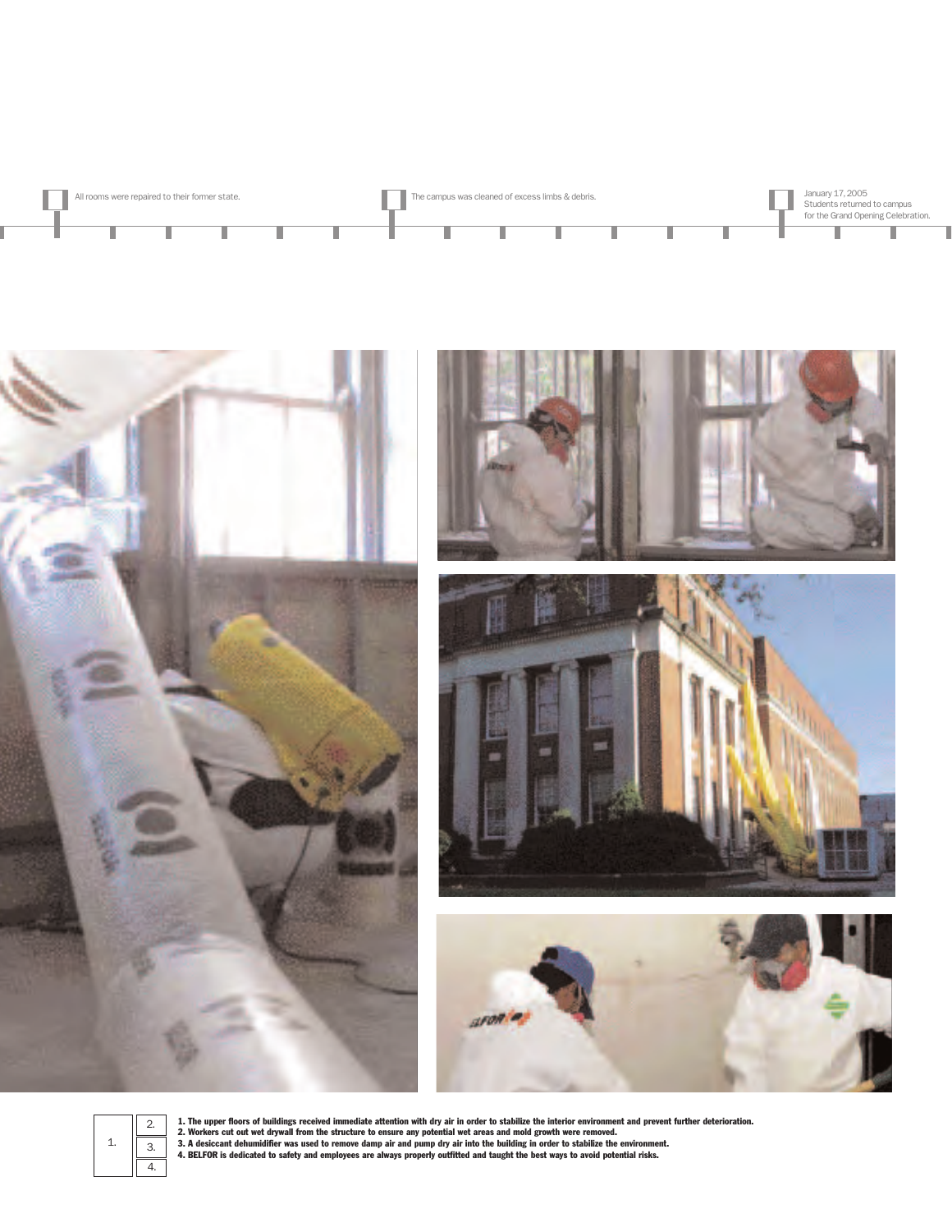All rooms were repaired to their former state.

The campus was cleaned of excess limbs & debris.

January 17, 2005
Students returned to campus
for the Grand Opening Celebration.

**1. The upper floors of buildings received immediate attention with dry air in order to stabilize the interior environment and prevent further deterioration.**
**2. Workers cut out wet drywall from the structure to ensure any potential wet areas and mold growth were removed.**
**3. A desiccant dehumidifier was used to remove damp air and pump dry air into the building in order to stabilize the environment.**
**4. BELFOR is dedicated to safety and employees are always properly outfitted and taught the best ways to avoid potential risks.**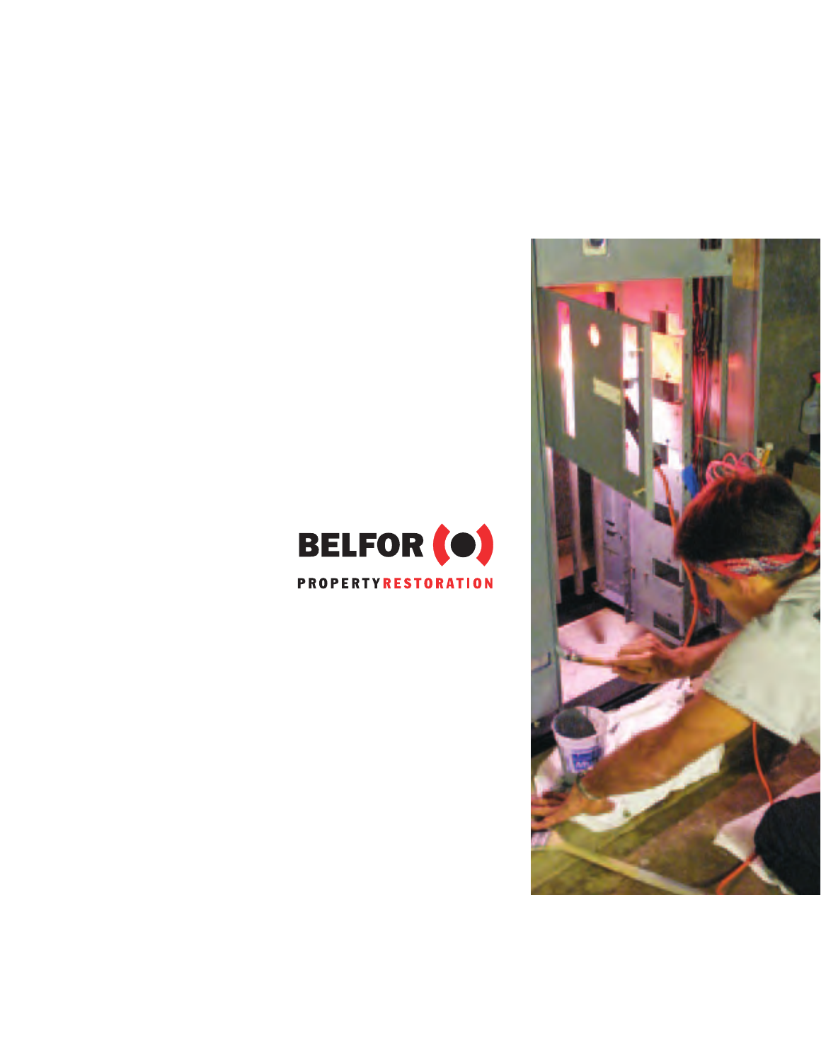BELFOR

PROPERTYRESTORATION